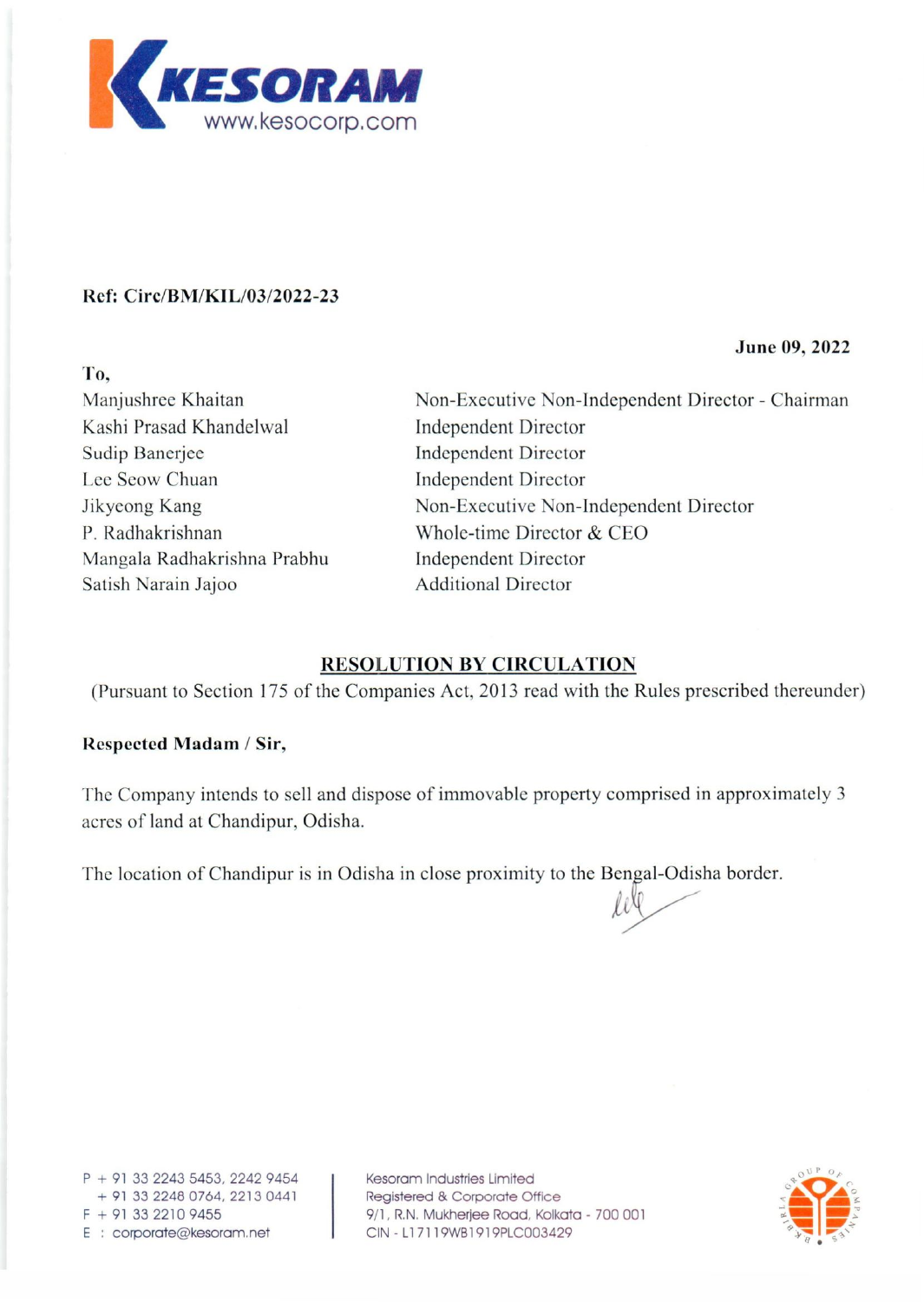KESORAM
www.kesocorp.com

**Ref: Circ/BM/KIL/03/2022-23**

**June 09, 2022**

**To,**

| | |
|---|---|
| Manjushree Khaitan | Non-Executive Non-Independent Director - Chairman |
| Kashi Prasad Khandelwal | Independent Director |
| Sudip Banerjee | Independent Director |
| Lee Seow Chuan | Independent Director |
| Jikyeong Kang | Non-Executive Non-Independent Director |
| P. Radhakrishnan | Whole-time Director & CEO |
| Mangala Radhakrishna Prabhu | Independent Director |
| Satish Narain Jajoo | Additional Director |

## RESOLUTION BY CIRCULATION

(Pursuant to Section 175 of the Companies Act, 2013 read with the Rules prescribed thereunder)

**Respected Madam / Sir,**

The Company intends to sell and dispose of immovable property comprised in approximately 3 acres of land at Chandipur, Odisha.

The location of Chandipur is in Odisha in close proximity to the Bengal-Odisha border.

P + 91 33 2243 5453, 2242 9454
+ 91 33 2248 0764, 2213 0441
F + 91 33 2210 9455
E : corporate@kesoram.net

Kesoram Industries Limited
Registered & Corporate Office
9/1, R.N. Mukherjee Road, Kolkata - 700 001
CIN - L17119WB1919PLC003429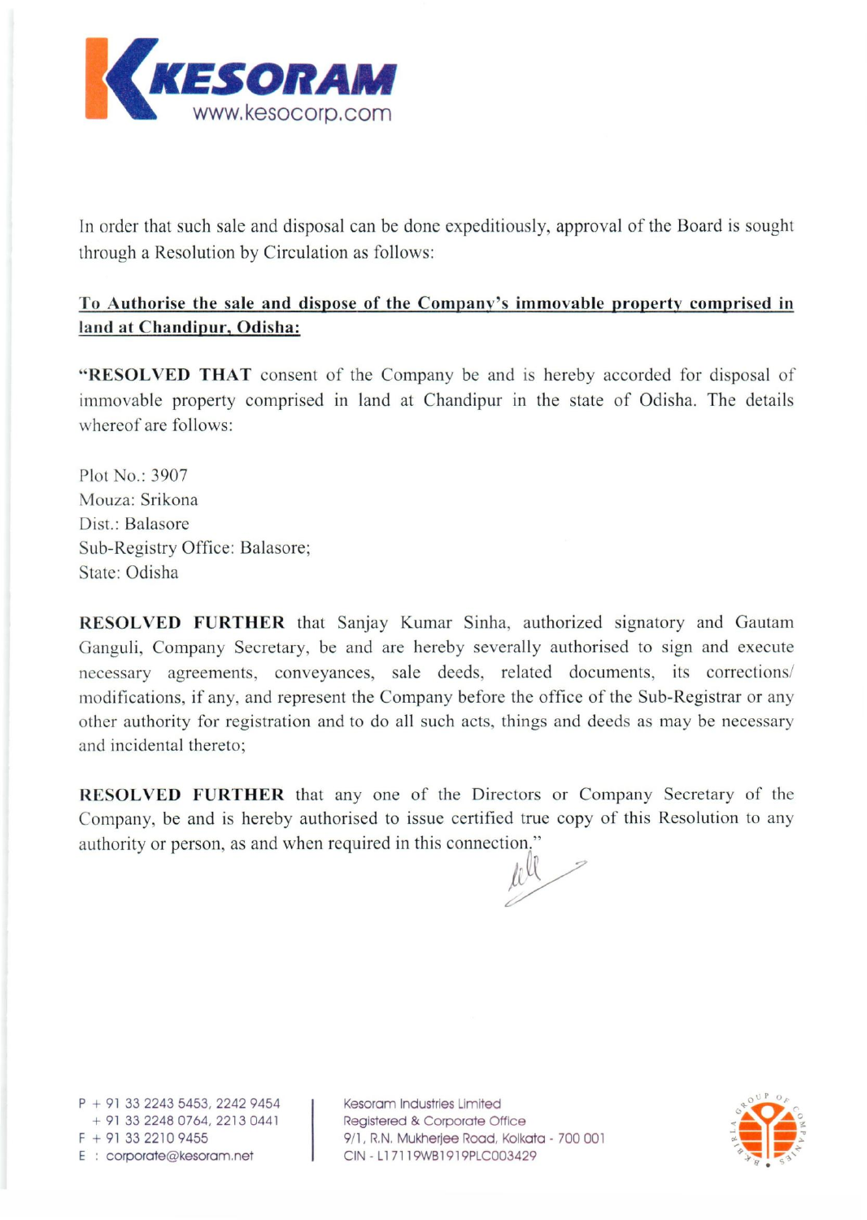In order that such sale and disposal can be done expeditiously, approval of the Board is sought through a Resolution by Circulation as follows:

**To Authorise the sale and dispose of the Company's immovable property comprised in land at Chandipur, Odisha:**

"**RESOLVED THAT** consent of the Company be and is hereby accorded for disposal of immovable property comprised in land at Chandipur in the state of Odisha. The details whereof are follows:

Plot No.: 3907
Mouza: Srikona
Dist.: Balasore
Sub-Registry Office: Balasore;
State: Odisha

**RESOLVED FURTHER** that Sanjay Kumar Sinha, authorized signatory and Gautam Ganguli, Company Secretary, be and are hereby severally authorised to sign and execute necessary agreements, conveyances, sale deeds, related documents, its corrections/ modifications, if any, and represent the Company before the office of the Sub-Registrar or any other authority for registration and to do all such acts, things and deeds as may be necessary and incidental thereto;

**RESOLVED FURTHER** that any one of the Directors or Company Secretary of the Company, be and is hereby authorised to issue certified true copy of this Resolution to any authority or person, as and when required in this connection."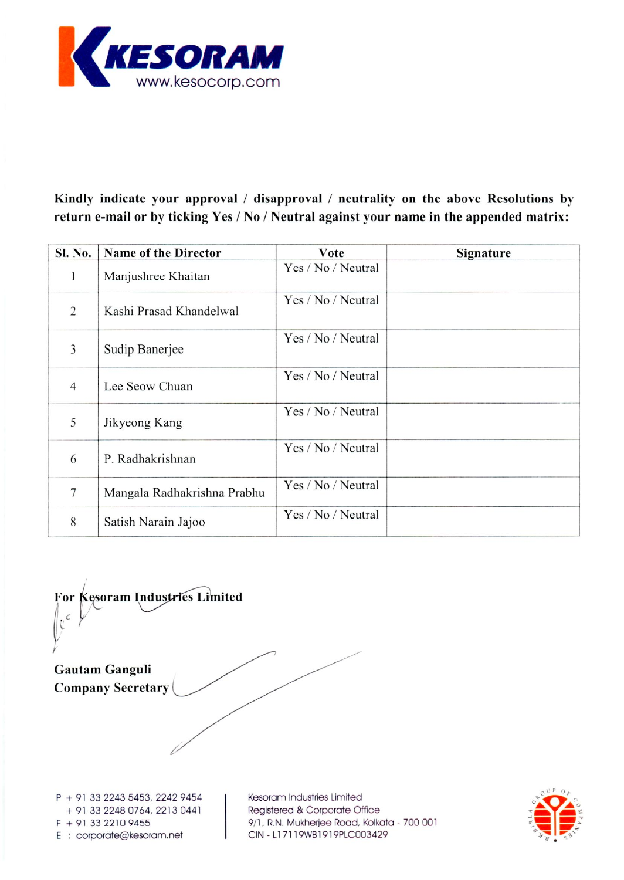**Kindly indicate your approval / disapproval / neutrality on the above Resolutions by return e-mail or by ticking Yes / No / Neutral against your name in the appended matrix:**

| Sl. No. | Name of the Director | Vote | Signature |
|---|---|---|---|
| 1 | Manjushree Khaitan | Yes / No / Neutral | |
| 2 | Kashi Prasad Khandelwal | Yes / No / Neutral | |
| 3 | Sudip Banerjee | Yes / No / Neutral | |
| 4 | Lee Seow Chuan | Yes / No / Neutral | |
| 5 | Jikyeong Kang | Yes / No / Neutral | |
| 6 | P. Radhakrishnan | Yes / No / Neutral | |
| 7 | Mangala Radhakrishna Prabhu | Yes / No / Neutral | |
| 8 | Satish Narain Jajoo | Yes / No / Neutral | |

**For Kesoram Industries Limited**

**Gautam Ganguli**
**Company Secretary**

P + 91 33 2243 5453, 2242 9454
+ 91 33 2248 0764, 2213 0441
F + 91 33 2210 9455
E : corporate@kesoram.net

Kesoram Industries Limited
Registered & Corporate Office
9/1, R.N. Mukherjee Road, Kolkata - 700 001
CIN - L17119WB1919PLC003429